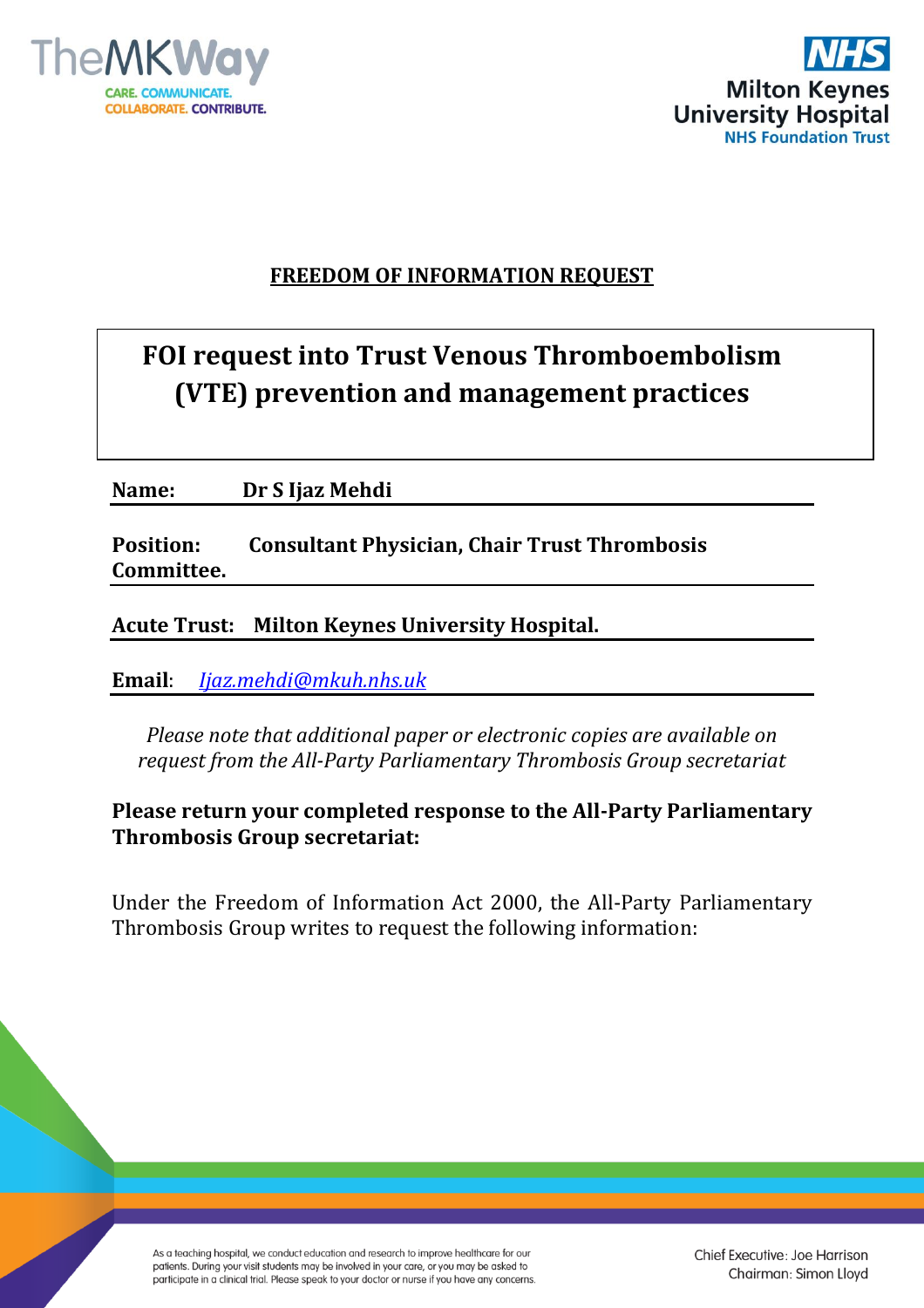TheMKWay

CARE. COMMUNICATE. COLLABORATE. CONTRIBUTE.

NHS Milton Keynes University Hospital NHS Foundation Trust

**FREEDOM OF INFORMATION REQUEST**

# FOI request into Trust Venous Thromboembolism (VTE) prevention and management practices

**Name:** **Dr S Ijaz Mehdi**

**Position:** **Consultant Physician, Chair Trust Thrombosis Committee.**

**Acute Trust:** **Milton Keynes University Hospital.**

**Email:** *Ijaz.mehdi@mkuh.nhs.uk*

*Please note that additional paper or electronic copies are available on request from the All-Party Parliamentary Thrombosis Group secretariat*

**Please return your completed response to the All-Party Parliamentary Thrombosis Group secretariat:**

Under the Freedom of Information Act 2000, the All-Party Parliamentary Thrombosis Group writes to request the following information:

As a teaching hospital, we conduct education and research to improve healthcare for our patients. During your visit students may be involved in your care, or you may be asked to participate in a clinical trial. Please speak to your doctor or nurse if you have any concerns.

Chief Executive: Joe Harrison
Chairman: Simon Lloyd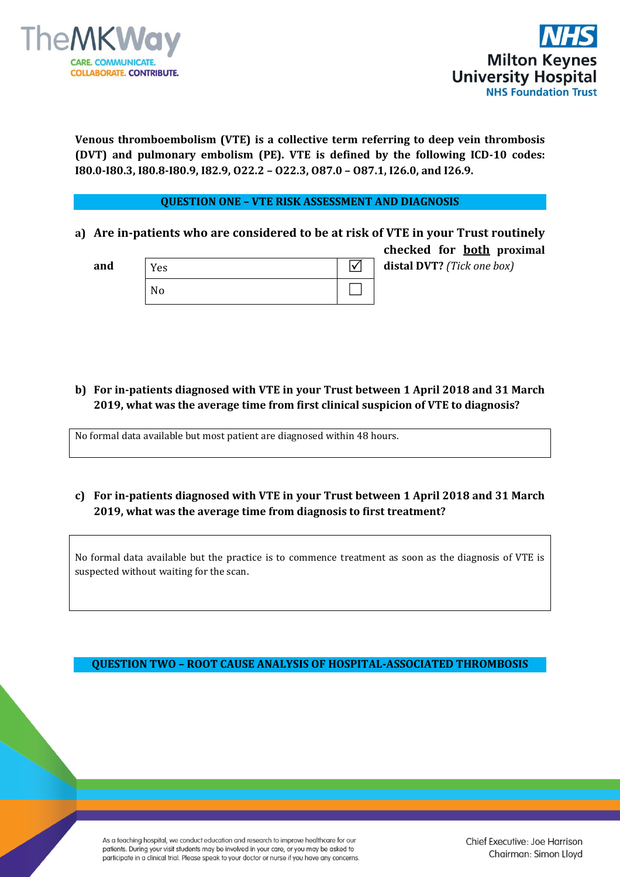Venous thromboembolism (VTE) is a collective term referring to deep vein thrombosis (DVT) and pulmonary embolism (PE). VTE is defined by the following ICD-10 codes: I80.0-I80.3, I80.8-I80.9, I82.9, O22.2 – O22.3, O87.0 – O87.1, I26.0, and I26.9.

## QUESTION ONE – VTE RISK ASSESSMENT AND DIAGNOSIS

**a) Are in-patients who are considered to be at risk of VTE in your Trust routinely checked for <u>both</u> proximal and distal DVT?** *(Tick one box)*

| | |
|---|---|
| Yes | ☑ |
| No | ☐ |

**b) For in-patients diagnosed with VTE in your Trust between 1 April 2018 and 31 March 2019, what was the average time from first clinical suspicion of VTE to diagnosis?**

No formal data available but most patient are diagnosed within 48 hours.

**c) For in-patients diagnosed with VTE in your Trust between 1 April 2018 and 31 March 2019, what was the average time from diagnosis to first treatment?**

No formal data available but the practice is to commence treatment as soon as the diagnosis of VTE is suspected without waiting for the scan.

## QUESTION TWO – ROOT CAUSE ANALYSIS OF HOSPITAL-ASSOCIATED THROMBOSIS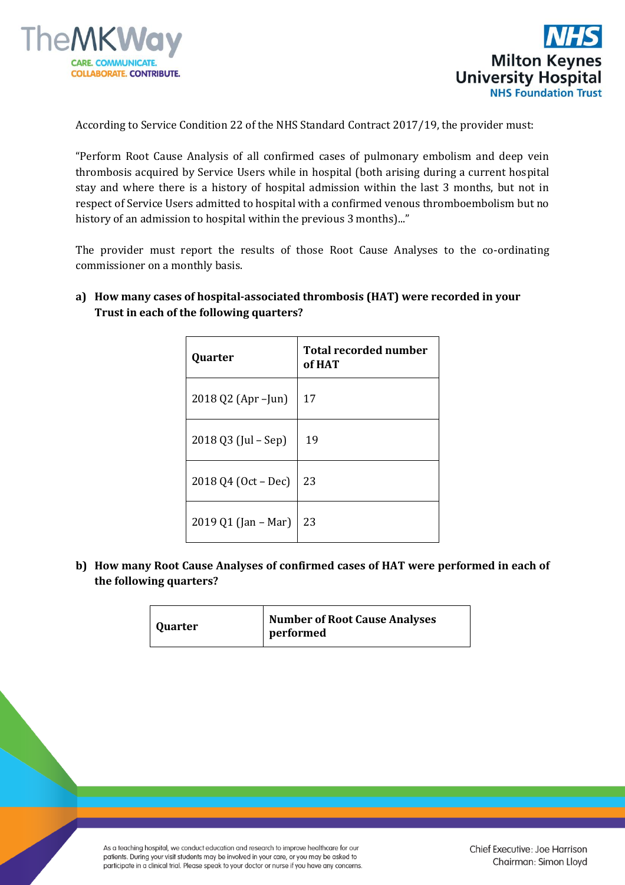According to Service Condition 22 of the NHS Standard Contract 2017/19, the provider must:

"Perform Root Cause Analysis of all confirmed cases of pulmonary embolism and deep vein thrombosis acquired by Service Users while in hospital (both arising during a current hospital stay and where there is a history of hospital admission within the last 3 months, but not in respect of Service Users admitted to hospital with a confirmed venous thromboembolism but no history of an admission to hospital within the previous 3 months)..."

The provider must report the results of those Root Cause Analyses to the co-ordinating commissioner on a monthly basis.

**a) How many cases of hospital-associated thrombosis (HAT) were recorded in your Trust in each of the following quarters?**

| Quarter | Total recorded number of HAT |
|---|---|
| 2018 Q2 (Apr –Jun) | 17 |
| 2018 Q3 (Jul – Sep) | 19 |
| 2018 Q4 (Oct – Dec) | 23 |
| 2019 Q1 (Jan – Mar) | 23 |

**b) How many Root Cause Analyses of confirmed cases of HAT were performed in each of the following quarters?**

| Quarter | Number of Root Cause Analyses performed |
|---|---|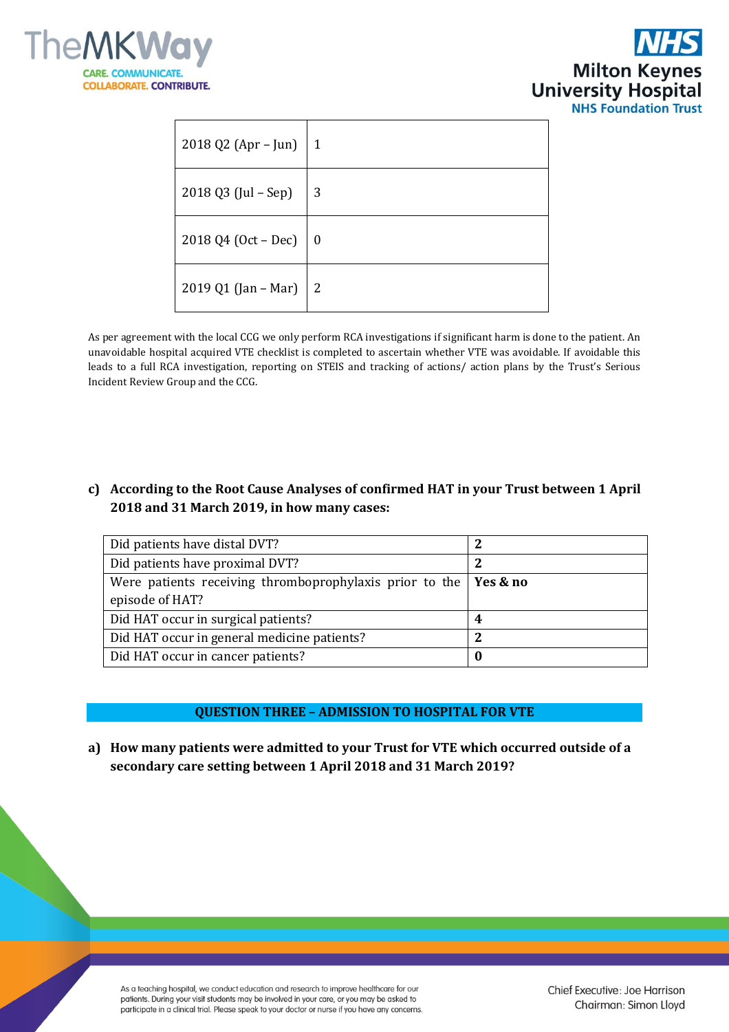| | |
|---|---|
| 2018 Q2 (Apr – Jun) | 1 |
| 2018 Q3 (Jul – Sep) | 3 |
| 2018 Q4 (Oct – Dec) | 0 |
| 2019 Q1 (Jan – Mar) | 2 |

As per agreement with the local CCG we only perform RCA investigations if significant harm is done to the patient. An unavoidable hospital acquired VTE checklist is completed to ascertain whether VTE was avoidable. If avoidable this leads to a full RCA investigation, reporting on STEIS and tracking of actions/ action plans by the Trust's Serious Incident Review Group and the CCG.

**c) According to the Root Cause Analyses of confirmed HAT in your Trust between 1 April 2018 and 31 March 2019, in how many cases:**

| | |
|---|---|
| Did patients have distal DVT? | **2** |
| Did patients have proximal DVT? | **2** |
| Were patients receiving thromboprophylaxis prior to the episode of HAT? | **Yes & no** |
| Did HAT occur in surgical patients? | **4** |
| Did HAT occur in general medicine patients? | **2** |
| Did HAT occur in cancer patients? | **0** |

## QUESTION THREE – ADMISSION TO HOSPITAL FOR VTE

**a) How many patients were admitted to your Trust for VTE which occurred outside of a secondary care setting between 1 April 2018 and 31 March 2019?**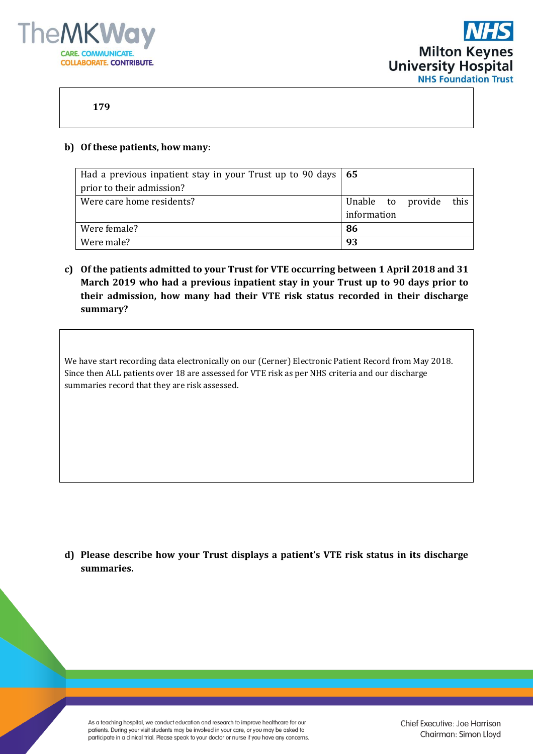179

**b) Of these patients, how many:**

| | |
|---|---|
| Had a previous inpatient stay in your Trust up to 90 days prior to their admission? | **65** |
| Were care home residents? | Unable to provide this information |
| Were female? | **86** |
| Were male? | **93** |

**c) Of the patients admitted to your Trust for VTE occurring between 1 April 2018 and 31 March 2019 who had a previous inpatient stay in your Trust up to 90 days prior to their admission, how many had their VTE risk status recorded in their discharge summary?**

We have start recording data electronically on our (Cerner) Electronic Patient Record from May 2018. Since then ALL patients over 18 are assessed for VTE risk as per NHS criteria and our discharge summaries record that they are risk assessed.

**d) Please describe how your Trust displays a patient's VTE risk status in its discharge summaries.**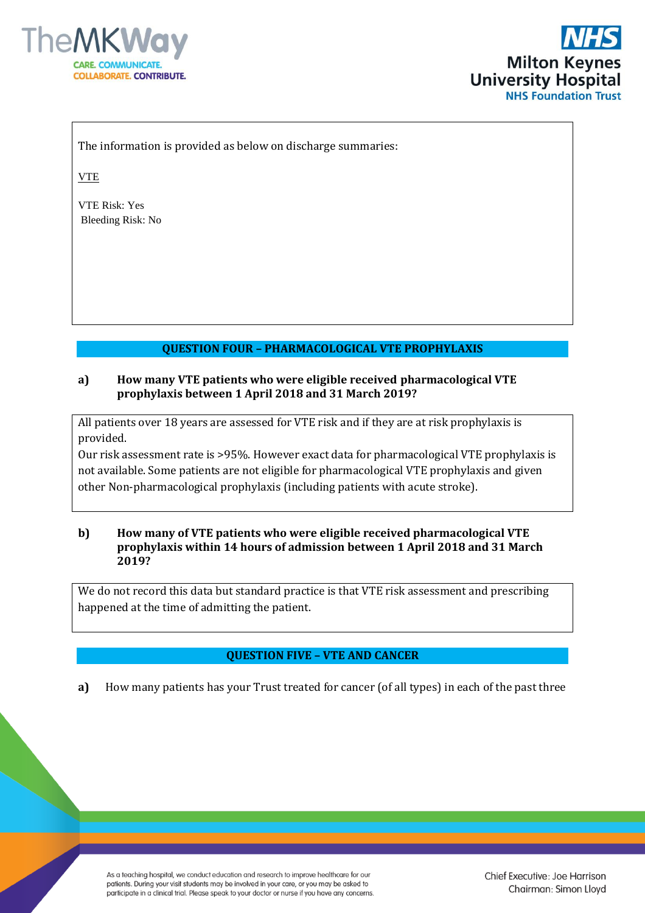The information is provided as below on discharge summaries:

VTE

VTE Risk: Yes
Bleeding Risk: No

## QUESTION FOUR – PHARMACOLOGICAL VTE PROPHYLAXIS

**a) How many VTE patients who were eligible received pharmacological VTE prophylaxis between 1 April 2018 and 31 March 2019?**

All patients over 18 years are assessed for VTE risk and if they are at risk prophylaxis is provided.
Our risk assessment rate is >95%. However exact data for pharmacological VTE prophylaxis is not available. Some patients are not eligible for pharmacological VTE prophylaxis and given other Non-pharmacological prophylaxis (including patients with acute stroke).

**b) How many of VTE patients who were eligible received pharmacological VTE prophylaxis within 14 hours of admission between 1 April 2018 and 31 March 2019?**

We do not record this data but standard practice is that VTE risk assessment and prescribing happened at the time of admitting the patient.

## QUESTION FIVE – VTE AND CANCER

**a)** How many patients has your Trust treated for cancer (of all types) in each of the past three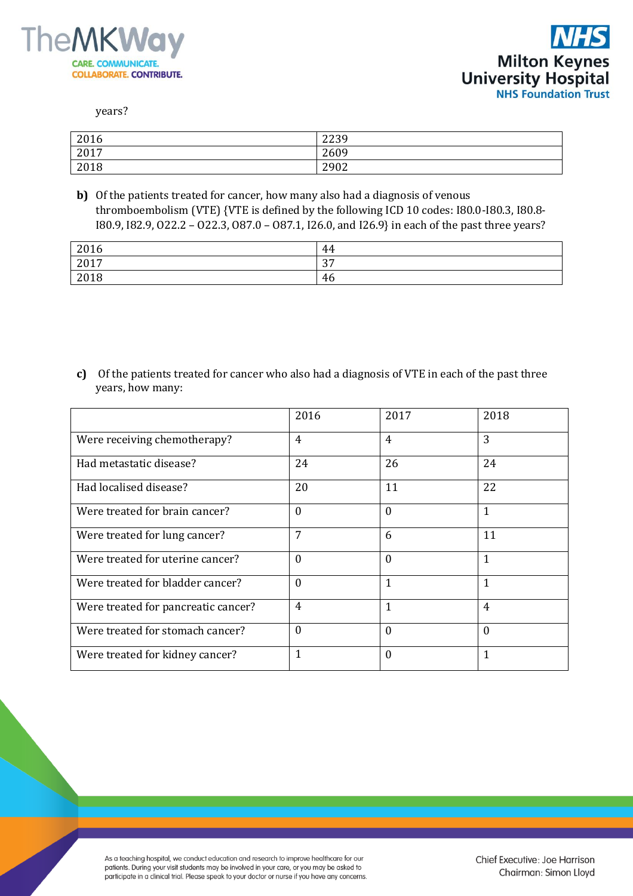years?

| 2016 | 2239 |
|---|---|
| 2017 | 2609 |
| 2018 | 2902 |

**b)** Of the patients treated for cancer, how many also had a diagnosis of venous thromboembolism (VTE) {VTE is defined by the following ICD 10 codes: I80.0-I80.3, I80.8-I80.9, I82.9, O22.2 – O22.3, O87.0 – O87.1, I26.0, and I26.9} in each of the past three years?

| 2016 | 44 |
|---|---|
| 2017 | 37 |
| 2018 | 46 |

**c)** Of the patients treated for cancer who also had a diagnosis of VTE in each of the past three years, how many:

| | 2016 | 2017 | 2018 |
|---|---|---|---|
| Were receiving chemotherapy? | 4 | 4 | 3 |
| Had metastatic disease? | 24 | 26 | 24 |
| Had localised disease? | 20 | 11 | 22 |
| Were treated for brain cancer? | 0 | 0 | 1 |
| Were treated for lung cancer? | 7 | 6 | 11 |
| Were treated for uterine cancer? | 0 | 0 | 1 |
| Were treated for bladder cancer? | 0 | 1 | 1 |
| Were treated for pancreatic cancer? | 4 | 1 | 4 |
| Were treated for stomach cancer? | 0 | 0 | 0 |
| Were treated for kidney cancer? | 1 | 0 | 1 |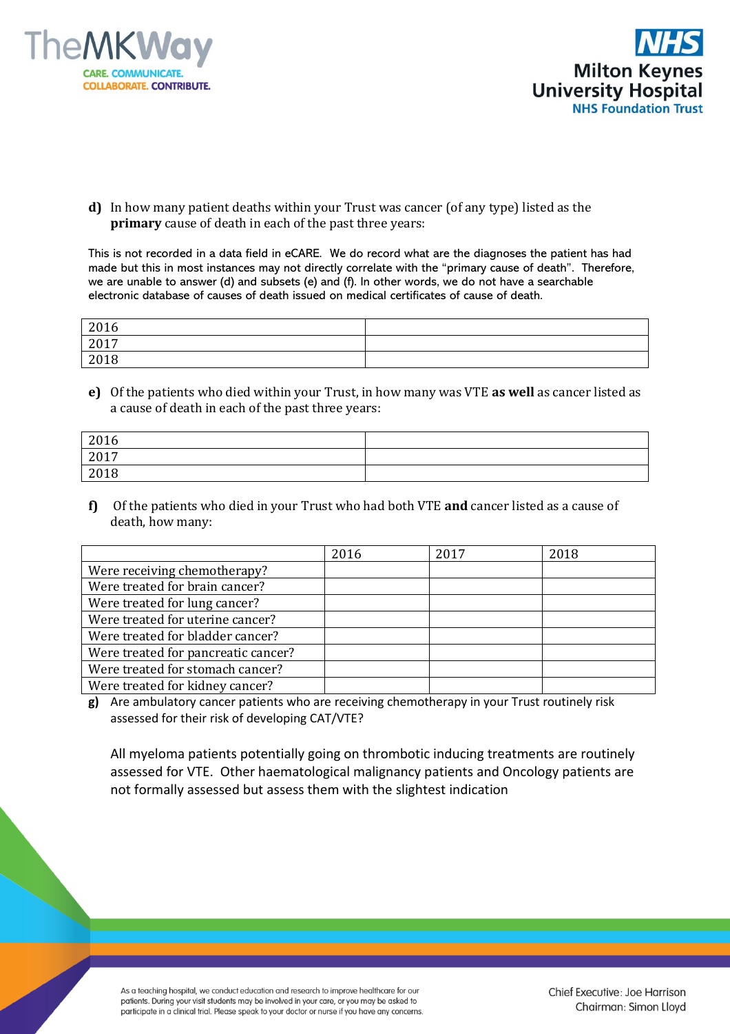**d)** In how many patient deaths within your Trust was cancer (of any type) listed as the **primary** cause of death in each of the past three years:

This is not recorded in a data field in eCARE. We do record what are the diagnoses the patient has had made but this in most instances may not directly correlate with the "primary cause of death". Therefore, we are unable to answer (d) and subsets (e) and (f). In other words, we do not have a searchable electronic database of causes of death issued on medical certificates of cause of death.

| | |
|---|---|
| 2016 | |
| 2017 | |
| 2018 | |

**e)** Of the patients who died within your Trust, in how many was VTE **as well** as cancer listed as a cause of death in each of the past three years:

| | |
|---|---|
| 2016 | |
| 2017 | |
| 2018 | |

**f)** Of the patients who died in your Trust who had both VTE **and** cancer listed as a cause of death, how many:

| | 2016 | 2017 | 2018 |
|---|---|---|---|
| Were receiving chemotherapy? | | | |
| Were treated for brain cancer? | | | |
| Were treated for lung cancer? | | | |
| Were treated for uterine cancer? | | | |
| Were treated for bladder cancer? | | | |
| Were treated for pancreatic cancer? | | | |
| Were treated for stomach cancer? | | | |
| Were treated for kidney cancer? | | | |

**g)** Are ambulatory cancer patients who are receiving chemotherapy in your Trust routinely risk assessed for their risk of developing CAT/VTE?

All myeloma patients potentially going on thrombotic inducing treatments are routinely assessed for VTE. Other haematological malignancy patients and Oncology patients are not formally assessed but assess them with the slightest indication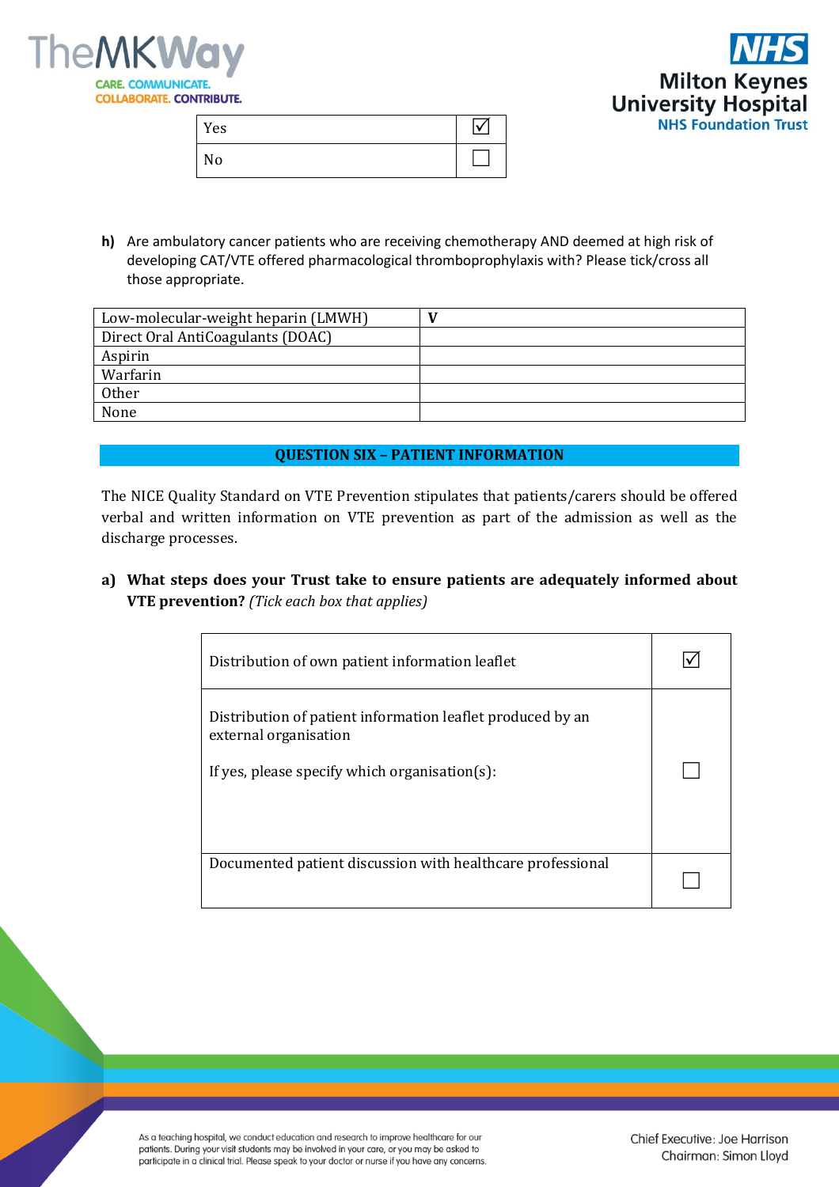| Yes | ☑ |
|---|---|
| No | ☐ |

**h)** Are ambulatory cancer patients who are receiving chemotherapy AND deemed at high risk of developing CAT/VTE offered pharmacological thromboprophylaxis with? Please tick/cross all those appropriate.

| Low-molecular-weight heparin (LMWH) | V |
|---|---|
| Direct Oral AntiCoagulants (DOAC) | |
| Aspirin | |
| Warfarin | |
| Other | |
| None | |

## QUESTION SIX – PATIENT INFORMATION

The NICE Quality Standard on VTE Prevention stipulates that patients/carers should be offered verbal and written information on VTE prevention as part of the admission as well as the discharge processes.

**a) What steps does your Trust take to ensure patients are adequately informed about VTE prevention?** *(Tick each box that applies)*

| Distribution of own patient information leaflet | ☑ |
|---|---|
| Distribution of patient information leaflet produced by an external organisation<br><br>If yes, please specify which organisation(s): | ☐ |
| Documented patient discussion with healthcare professional | ☐ |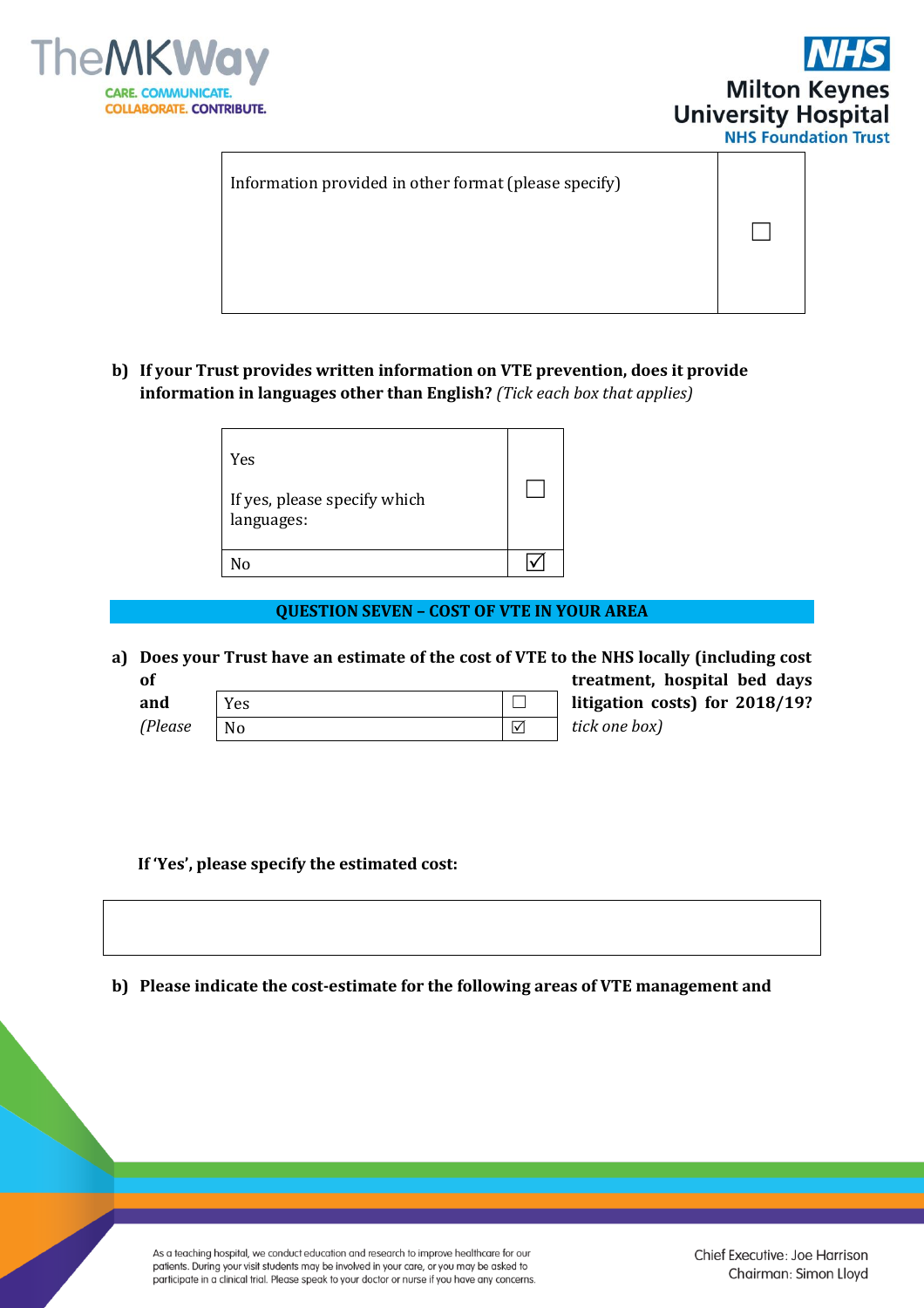| Information provided in other format (please specify) | ☐ |
|---|---|

**b) If your Trust provides written information on VTE prevention, does it provide information in languages other than English?** *(Tick each box that applies)*

| Yes<br><br>If yes, please specify which languages: | ☐ |
|---|---|
| No | ☑ |

## QUESTION SEVEN – COST OF VTE IN YOUR AREA

**a) Does your Trust have an estimate of the cost of VTE to the NHS locally (including cost of treatment, hospital bed days and litigation costs) for 2018/19?** *(Please tick one box)*

| Yes | ☐ |
|---|---|
| No | ☑ |

**If 'Yes', please specify the estimated cost:**

| |
|---|
| |

**b) Please indicate the cost-estimate for the following areas of VTE management and**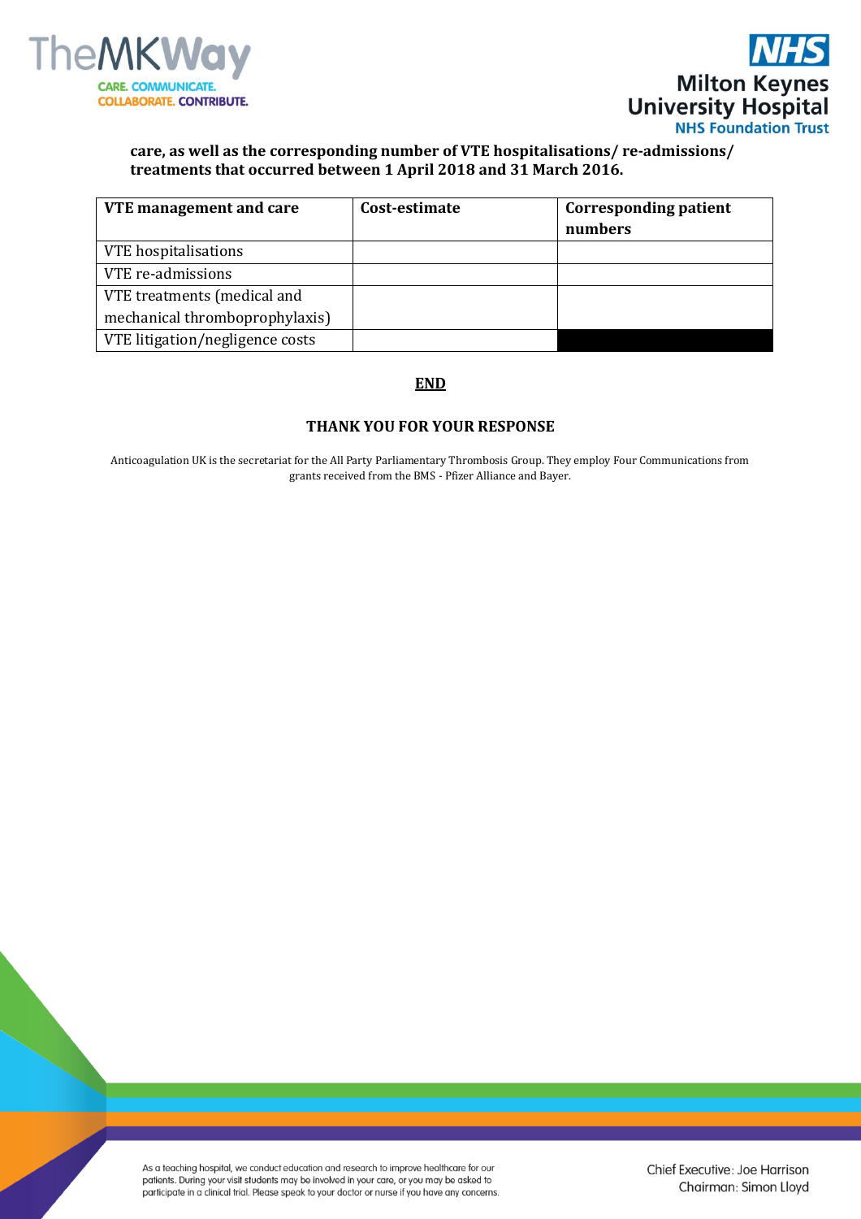**care, as well as the corresponding number of VTE hospitalisations/ re-admissions/ treatments that occurred between 1 April 2018 and 31 March 2016.**

| VTE management and care | Cost-estimate | Corresponding patient numbers |
|---|---|---|
| VTE hospitalisations | | |
| VTE re-admissions | | |
| VTE treatments (medical and mechanical thromboprophylaxis) | | |
| VTE litigation/negligence costs | | |

**END**

**THANK YOU FOR YOUR RESPONSE**

Anticoagulation UK is the secretariat for the All Party Parliamentary Thrombosis Group. They employ Four Communications from grants received from the BMS - Pfizer Alliance and Bayer.